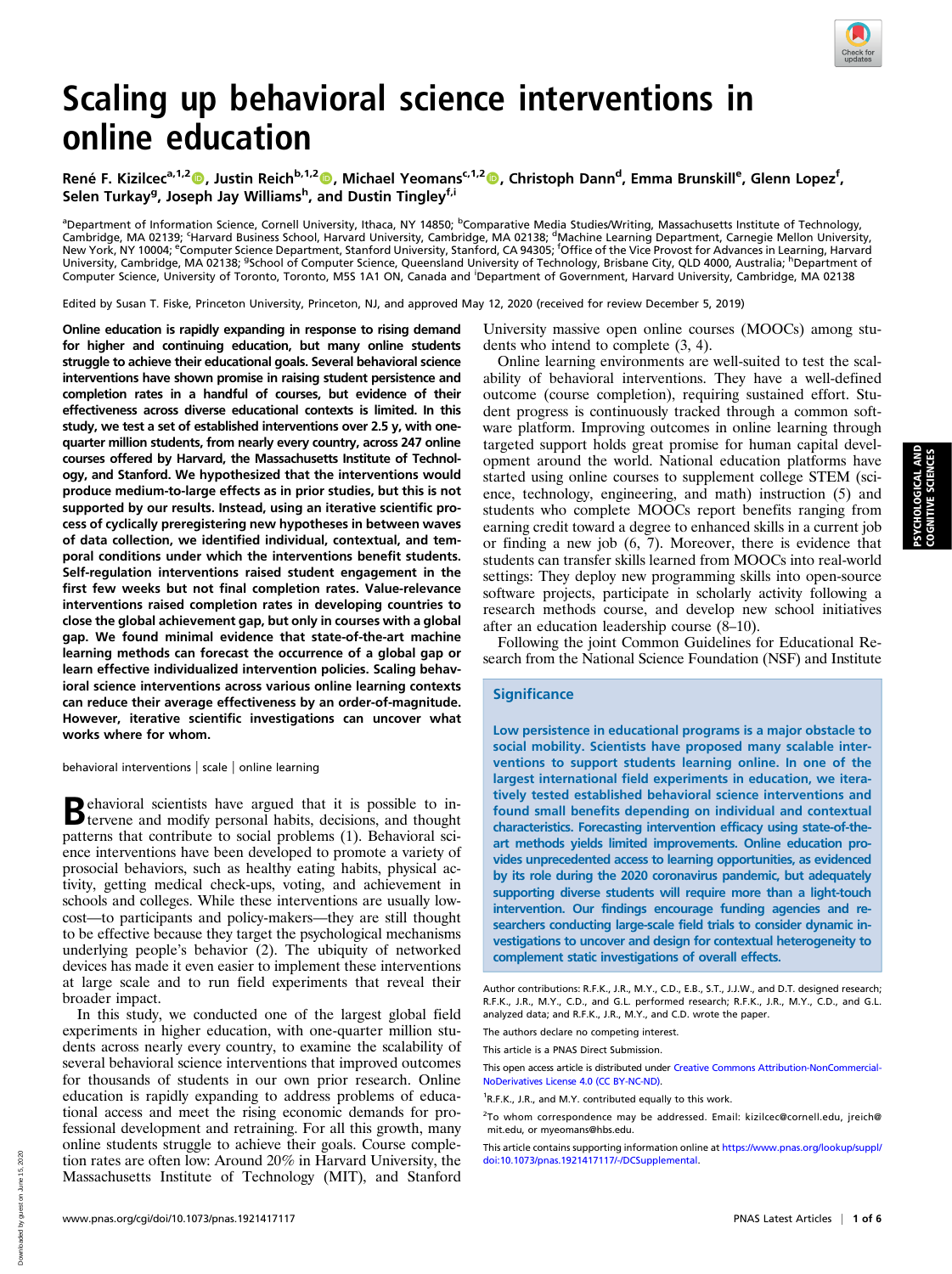# Scaling up behavioral science interventions in online education

René F. Kizilcec[a,1,2], Justin Reich[b,1,2], Michael Yeomans[c,1,2], Christoph Dann[d], Emma Brunskill[e], Glenn Lopez[f], Selen Turkay[g], Joseph Jay Williams[h], and Dustin Tingley[f,i]

[a]Department of Information Science, Cornell University, Ithaca, NY 14850; [b]Comparative Media Studies/Writing, Massachusetts Institute of Technology, Cambridge, MA 02139; [c]Harvard Business School, Harvard University, Cambridge, MA 02138; [d]Machine Learning Department, Carnegie Mellon University, New York, NY 10004; [e]Computer Science Department, Stanford University, Stanford, CA 94305; [f]Office of the Vice Provost for Advances in Learning, Harvard University, Cambridge, MA 02138; [g]School of Computer Science, Queensland University of Technology, Brisbane City, QLD 4000, Australia; [h]Department of Computer Science, University of Toronto, Toronto, M5S 1A1 ON, Canada and [i]Department of Government, Harvard University, Cambridge, MA 02138

Edited by Susan T. Fiske, Princeton University, Princeton, NJ, and approved May 12, 2020 (received for review December 5, 2019)

**Online education is rapidly expanding in response to rising demand for higher and continuing education, but many online students struggle to achieve their educational goals. Several behavioral science interventions have shown promise in raising student persistence and completion rates in a handful of courses, but evidence of their effectiveness across diverse educational contexts is limited. In this study, we test a set of established interventions over 2.5 y, with one-quarter million students, from nearly every country, across 247 online courses offered by Harvard, the Massachusetts Institute of Technology, and Stanford. We hypothesized that the interventions would produce medium-to-large effects as in prior studies, but this is not supported by our results. Instead, using an iterative scientific process of cyclically preregistering new hypotheses in between waves of data collection, we identified individual, contextual, and temporal conditions under which the interventions benefit students. Self-regulation interventions raised student engagement in the first few weeks but not final completion rates. Value-relevance interventions raised completion rates in developing countries to close the global achievement gap, but only in courses with a global gap. We found minimal evidence that state-of-the-art machine learning methods can forecast the occurrence of a global gap or learn effective individualized intervention policies. Scaling behavioral science interventions across various online learning contexts can reduce their average effectiveness by an order-of-magnitude. However, iterative scientific investigations can uncover what works where for whom.**

behavioral interventions | scale | online learning

Behavioral scientists have argued that it is possible to intervene and modify personal habits, decisions, and thought patterns that contribute to social problems (1). Behavioral science interventions have been developed to promote a variety of prosocial behaviors, such as healthy eating habits, physical activity, getting medical check-ups, voting, and achievement in schools and colleges. While these interventions are usually low-cost—to participants and policy-makers—they are still thought to be effective because they target the psychological mechanisms underlying people's behavior (2). The ubiquity of networked devices has made it even easier to implement these interventions at large scale and to run field experiments that reveal their broader impact.

In this study, we conducted one of the largest global field experiments in higher education, with one-quarter million students across nearly every country, to examine the scalability of several behavioral science interventions that improved outcomes for thousands of students in our own prior research. Online education is rapidly expanding to address problems of educational access and meet the rising economic demands for professional development and retraining. For all this growth, many online students struggle to achieve their goals. Course completion rates are often low: Around 20% in Harvard University, the Massachusetts Institute of Technology (MIT), and Stanford University massive open online courses (MOOCs) among students who intend to complete (3, 4).

Online learning environments are well-suited to test the scalability of behavioral interventions. They have a well-defined outcome (course completion), requiring sustained effort. Student progress is continuously tracked through a common software platform. Improving outcomes in online learning through targeted support holds great promise for human capital development around the world. National education platforms have started using online courses to supplement college STEM (science, technology, engineering, and math) instruction (5) and students who complete MOOCs report benefits ranging from earning credit toward a degree to enhanced skills in a current job or finding a new job (6, 7). Moreover, there is evidence that students can transfer skills learned from MOOCs into real-world settings: They deploy new programming skills into open-source software projects, participate in scholarly activity following a research methods course, and develop new school initiatives after an education leadership course (8–10).

Following the joint Common Guidelines for Educational Research from the National Science Foundation (NSF) and Institute

## Significance

Low persistence in educational programs is a major obstacle to social mobility. Scientists have proposed many scalable interventions to support students learning online. In one of the largest international field experiments in education, we iteratively tested established behavioral science interventions and found small benefits depending on individual and contextual characteristics. Forecasting intervention efficacy using state-of-the-art methods yields limited improvements. Online education provides unprecedented access to learning opportunities, as evidenced by its role during the 2020 coronavirus pandemic, but adequately supporting diverse students will require more than a light-touch intervention. Our findings encourage funding agencies and researchers conducting large-scale field trials to consider dynamic investigations to uncover and design for contextual heterogeneity to complement static investigations of overall effects.

Author contributions: R.F.K., J.R., M.Y., C.D., E.B., S.T., J.J.W., and D.T. designed research; R.F.K., J.R., M.Y., C.D., and G.L. performed research; R.F.K., J.R., M.Y., C.D., and G.L. analyzed data; and R.F.K., J.R., M.Y., and C.D. wrote the paper.

The authors declare no competing interest.

This article is a PNAS Direct Submission.

This open access article is distributed under Creative Commons Attribution-NonCommercial-NoDerivatives License 4.0 (CC BY-NC-ND).

[1]R.F.K., J.R., and M.Y. contributed equally to this work.

[2]To whom correspondence may be addressed. Email: kizilcec@cornell.edu, jreich@mit.edu, or myeomans@hbs.edu.

This article contains supporting information online at https://www.pnas.org/lookup/suppl/doi:10.1073/pnas.1921417117/-/DCSupplemental.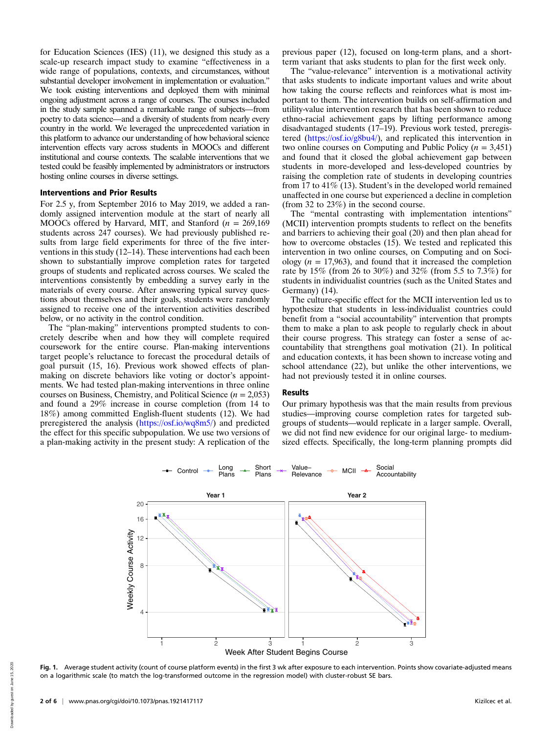for Education Sciences (IES) (11), we designed this study as a scale-up research impact study to examine "effectiveness in a wide range of populations, contexts, and circumstances, without substantial developer involvement in implementation or evaluation." We took existing interventions and deployed them with minimal ongoing adjustment across a range of courses. The courses included in the study sample spanned a remarkable range of subjects—from poetry to data science—and a diversity of students from nearly every country in the world. We leveraged the unprecedented variation in this platform to advance our understanding of how behavioral science intervention effects vary across students in MOOCs and different institutional and course contexts. The scalable interventions that we tested could be feasibly implemented by administrators or instructors hosting online courses in diverse settings.

## Interventions and Prior Results

For 2.5 y, from September 2016 to May 2019, we added a randomly assigned intervention module at the start of nearly all MOOCs offered by Harvard, MIT, and Stanford ($n$ = 269,169 students across 247 courses). We had previously published results from large field experiments for three of the five interventions in this study (12–14). These interventions had each been shown to substantially improve completion rates for targeted groups of students and replicated across courses. We scaled the interventions consistently by embedding a survey early in the materials of every course. After answering typical survey questions about themselves and their goals, students were randomly assigned to receive one of the intervention activities described below, or no activity in the control condition.

The "plan-making" interventions prompted students to concretely describe when and how they will complete required coursework for the entire course. Plan-making interventions target people's reluctance to forecast the procedural details of goal pursuit (15, 16). Previous work showed effects of plan-making on discrete behaviors like voting or doctor's appointments. We had tested plan-making interventions in three online courses on Business, Chemistry, and Political Science ($n$ = 2,053) and found a 29% increase in course completion (from 14 to 18%) among committed English-fluent students (12). We had preregistered the analysis (https://osf.io/wq8m5/) and predicted the effect for this specific subpopulation. We use two versions of a plan-making activity in the present study: A replication of the previous paper (12), focused on long-term plans, and a short-term variant that asks students to plan for the first week only.

The "value-relevance" intervention is a motivational activity that asks students to indicate important values and write about how taking the course reflects and reinforces what is most important to them. The intervention builds on self-affirmation and utility-value intervention research that has been shown to reduce ethno-racial achievement gaps by lifting performance among disadvantaged students (17–19). Previous work tested, preregistered (https://osf.io/g8bu4/), and replicated this intervention in two online courses on Computing and Public Policy ($n$ = 3,451) and found that it closed the global achievement gap between students in more-developed and less-developed countries by raising the completion rate of students in developing countries from 17 to 41% (13). Student's in the developed world remained unaffected in one course but experienced a decline in completion (from 32 to 23%) in the second course.

The "mental contrasting with implementation intentions" (MCII) intervention prompts students to reflect on the benefits and barriers to achieving their goal (20) and then plan ahead for how to overcome obstacles (15). We tested and replicated this intervention in two online courses, on Computing and on Sociology ($n$ = 17,963), and found that it increased the completion rate by 15% (from 26 to 30%) and 32% (from 5.5 to 7.3%) for students in individualist countries (such as the United States and Germany) (14).

The culture-specific effect for the MCII intervention led us to hypothesize that students in less-individualist countries could benefit from a "social accountability" intervention that prompts them to make a plan to ask people to regularly check in about their course progress. This strategy can foster a sense of accountability that strengthens goal motivation (21). In political and education contexts, it has been shown to increase voting and school attendance (22), but unlike the other interventions, we had not previously tested it in online courses.

## Results

Our primary hypothesis was that the main results from previous studies—improving course completion rates for targeted subgroups of students—would replicate in a larger sample. Overall, we did not find new evidence for our original large- to medium-sized effects. Specifically, the long-term planning prompts did

Fig. 1. Average student activity (count of course platform events) in the first 3 wk after exposure to each intervention. Points show covariate-adjusted means on a logarithmic scale (to match the log-transformed outcome in the regression model) with cluster-robust SE bars.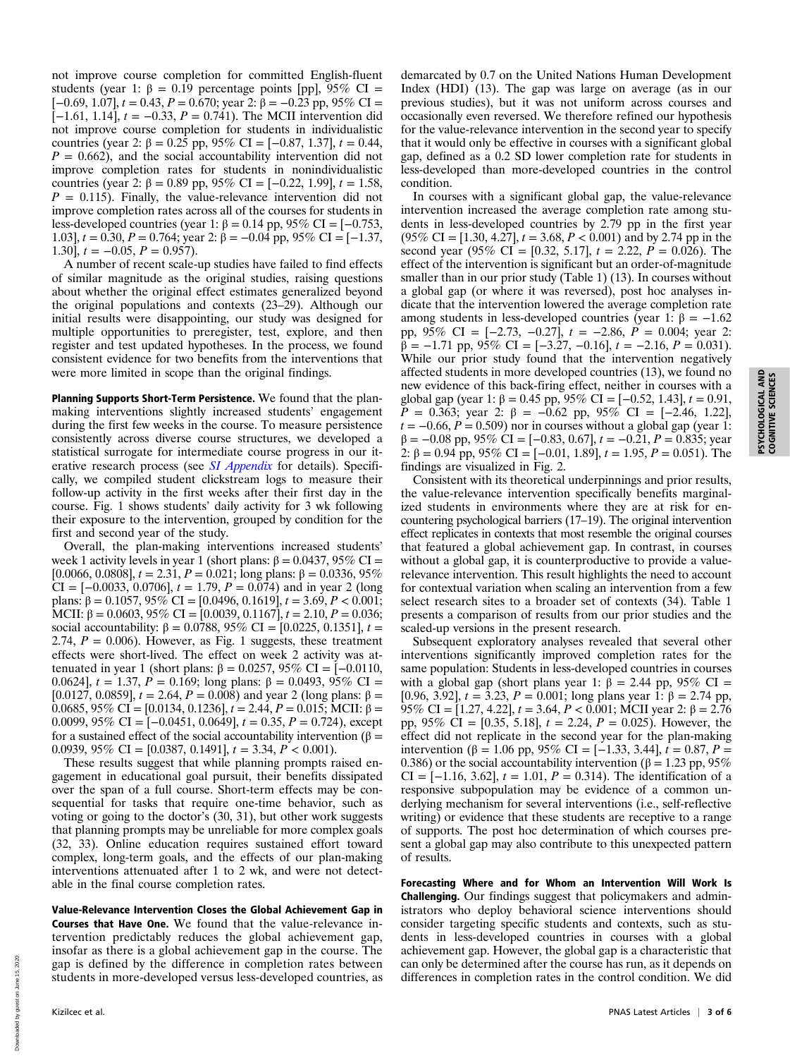not improve course completion for committed English-fluent students (year 1: β = 0.19 percentage points [pp], 95% CI = [−0.69, 1.07], $t = 0.43$, $P = 0.670$; year 2: β = −0.23 pp, 95% CI = [−1.61, 1.14], $t = -0.33$, $P = 0.741$). The MCII intervention did not improve course completion for students in individualistic countries (year 2: β = 0.25 pp, 95% CI = [−0.87, 1.37], $t = 0.44$, $P = 0.662$), and the social accountability intervention did not improve completion rates for students in nonindividualistic countries (year 2: β = 0.89 pp, 95% CI = [−0.22, 1.99], $t = 1.58$, $P = 0.115$). Finally, the value-relevance intervention did not improve completion rates across all of the courses for students in less-developed countries (year 1: β = 0.14 pp, 95% CI = [−0.753, 1.03], $t = 0.30$, $P = 0.764$; year 2: β = −0.04 pp, 95% CI = [−1.37, 1.30], $t = -0.05$, $P = 0.957$).

A number of recent scale-up studies have failed to find effects of similar magnitude as the original studies, raising questions about whether the original effect estimates generalized beyond the original populations and contexts (23–29). Although our initial results were disappointing, our study was designed for multiple opportunities to preregister, test, explore, and then register and test updated hypotheses. In the process, we found consistent evidence for two benefits from the interventions that were more limited in scope than the original findings.

**Planning Supports Short-Term Persistence.** We found that the plan-making interventions slightly increased students' engagement during the first few weeks in the course. To measure persistence consistently across diverse course structures, we developed a statistical surrogate for intermediate course progress in our iterative research process (see *SI Appendix* for details). Specifically, we compiled student clickstream logs to measure their follow-up activity in the first weeks after their first day in the course. Fig. 1 shows students' daily activity for 3 wk following their exposure to the intervention, grouped by condition for the first and second year of the study.

Overall, the plan-making interventions increased students' week 1 activity levels in year 1 (short plans: β = 0.0437, 95% CI = [0.0066, 0.0808], $t = 2.31$, $P = 0.021$; long plans: β = 0.0336, 95% CI = [−0.0033, 0.0706], $t = 1.79$, $P = 0.074$) and in year 2 (long plans: β = 0.1057, 95% CI = [0.0496, 0.1619], $t = 3.69$, $P < 0.001$; MCII: β = 0.0603, 95% CI = [0.0039, 0.1167], $t = 2.10$, $P = 0.036$; social accountability: β = 0.0788, 95% CI = [0.0225, 0.1351], $t = 2.74$, $P = 0.006$). However, as Fig. 1 suggests, these treatment effects were short-lived. The effect on week 2 activity was attenuated in year 1 (short plans: β = 0.0257, 95% CI = [−0.0110, 0.0624], $t = 1.37$, $P = 0.169$; long plans: β = 0.0493, 95% CI = [0.0127, 0.0859], $t = 2.64$, $P = 0.008$) and year 2 (long plans: β = 0.0685, 95% CI = [0.0134, 0.1236], $t = 2.44$, $P = 0.015$; MCII: β = 0.0099, 95% CI = [−0.0451, 0.0649], $t = 0.35$, $P = 0.724$), except for a sustained effect of the social accountability intervention (β = 0.0939, 95% CI = [0.0387, 0.1491], $t = 3.34$, $P < 0.001$).

These results suggest that while planning prompts raised engagement in educational goal pursuit, their benefits dissipated over the span of a full course. Short-term effects may be consequential for tasks that require one-time behavior, such as voting or going to the doctor's (30, 31), but other work suggests that planning prompts may be unreliable for more complex goals (32, 33). Online education requires sustained effort toward complex, long-term goals, and the effects of our plan-making interventions attenuated after 1 to 2 wk, and were not detectable in the final course completion rates.

**Value-Relevance Intervention Closes the Global Achievement Gap in Courses that Have One.** We found that the value-relevance intervention predictably reduces the global achievement gap, insofar as there is a global achievement gap in the course. The gap is defined by the difference in completion rates between students in more-developed versus less-developed countries, as demarcated by 0.7 on the United Nations Human Development Index (HDI) (13). The gap was large on average (as in our previous studies), but it was not uniform across courses and occasionally even reversed. We therefore refined our hypothesis for the value-relevance intervention in the second year to specify that it would only be effective in courses with a significant global gap, defined as a 0.2 SD lower completion rate for students in less-developed than more-developed countries in the control condition.

In courses with a significant global gap, the value-relevance intervention increased the average completion rate among students in less-developed countries by 2.79 pp in the first year (95% CI = [1.30, 4.27], $t = 3.68$, $P < 0.001$) and by 2.74 pp in the second year (95% CI = [0.32, 5.17], $t = 2.22$, $P = 0.026$). The effect of the intervention is significant but an order-of-magnitude smaller than in our prior study (Table 1) (13). In courses without a global gap (or where it was reversed), post hoc analyses indicate that the intervention lowered the average completion rate among students in less-developed countries (year 1: β = −1.62 pp, 95% CI = [−2.73, −0.27], $t = -2.86$, $P = 0.004$; year 2: β = −1.71 pp, 95% CI = [−3.27, −0.16], $t = -2.16$, $P = 0.031$). While our prior study found that the intervention negatively affected students in more developed countries (13), we found no new evidence of this back-firing effect, neither in courses with a global gap (year 1: β = 0.45 pp, 95% CI = [−0.52, 1.43], $t = 0.91$, $P = 0.363$; year 2: β = −0.62 pp, 95% CI = [−2.46, 1.22], $t = -0.66$, $P = 0.509$) nor in courses without a global gap (year 1: β = −0.08 pp, 95% CI = [−0.83, 0.67], $t = -0.21$, $P = 0.835$; year 2: β = 0.94 pp, 95% CI = [−0.01, 1.89], $t = 1.95$, $P = 0.051$). The findings are visualized in Fig. 2.

Consistent with its theoretical underpinnings and prior results, the value-relevance intervention specifically benefits marginalized students in environments where they are at risk for encountering psychological barriers (17–19). The original intervention effect replicates in contexts that most resemble the original courses that featured a global achievement gap. In contrast, in courses without a global gap, it is counterproductive to provide a value-relevance intervention. This result highlights the need to account for contextual variation when scaling an intervention from a few select research sites to a broader set of contexts (34). Table 1 presents a comparison of results from our prior studies and the scaled-up versions in the present research.

Subsequent exploratory analyses revealed that several other interventions significantly improved completion rates for the same population: Students in less-developed countries in courses with a global gap (short plans year 1: β = 2.44 pp, 95% CI = [0.96, 3.92], $t = 3.23$, $P = 0.001$; long plans year 1: β = 2.74 pp, 95% CI = [1.27, 4.22], $t = 3.64$, $P < 0.001$; MCII year 2: β = 2.76 pp, 95% CI = [0.35, 5.18], $t = 2.24$, $P = 0.025$). However, the effect did not replicate in the second year for the plan-making intervention (β = 1.06 pp, 95% CI = [−1.33, 3.44], $t = 0.87$, $P = 0.386$) or the social accountability intervention (β = 1.23 pp, 95% CI = [−1.16, 3.62], $t = 1.01$, $P = 0.314$). The identification of a responsive subpopulation may be evidence of a common underlying mechanism for several interventions (i.e., self-reflective writing) or evidence that these students are receptive to a range of supports. The post hoc determination of which courses present a global gap may also contribute to this unexpected pattern of results.

**Forecasting Where and for Whom an Intervention Will Work Is Challenging.** Our findings suggest that policymakers and administrators who deploy behavioral science interventions should consider targeting specific students and contexts, such as students in less-developed countries in courses with a global achievement gap. However, the global gap is a characteristic that can only be determined after the course has run, as it depends on differences in completion rates in the control condition. We did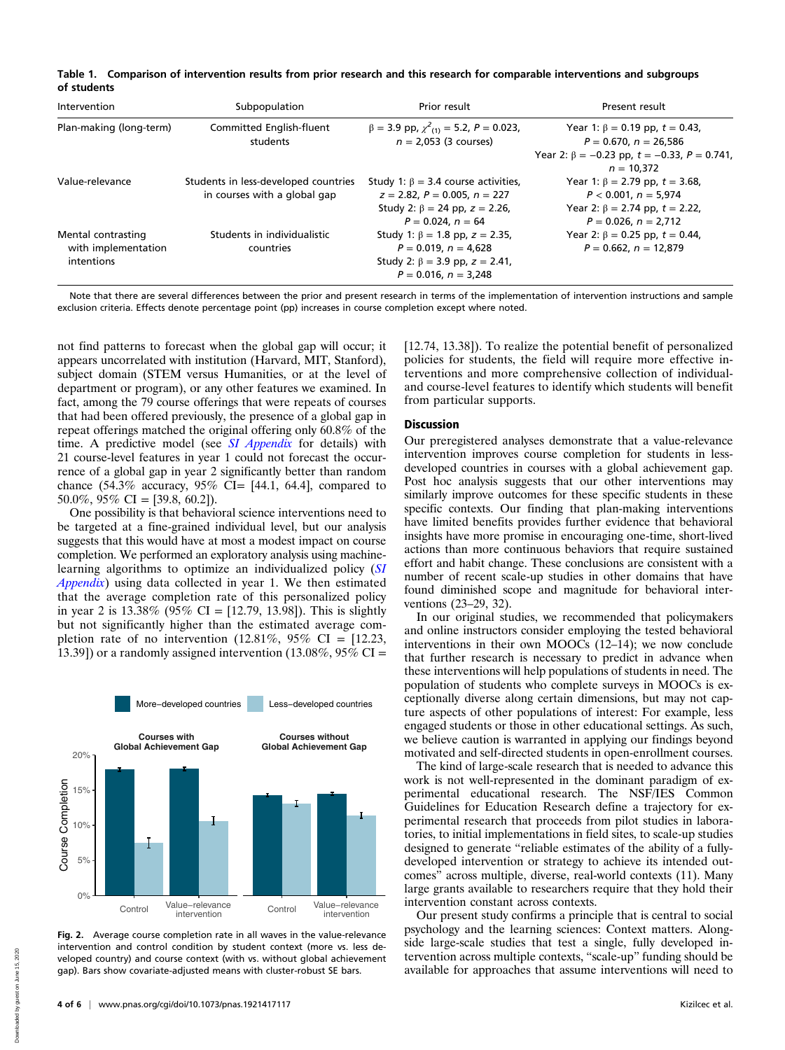**Table 1. Comparison of intervention results from prior research and this research for comparable interventions and subgroups of students**

| Intervention | Subpopulation | Prior result | Present result |
|---|---|---|---|
| Plan-making (long-term) | Committed English-fluent students | $\beta$ = 3.9 pp, $\chi^2_{(1)}$ = 5.2, $P$ = 0.023, $n$ = 2,053 (3 courses) | Year 1: $\beta$ = 0.19 pp, $t$ = 0.43, $P$ = 0.670, $n$ = 26,586<br>Year 2: $\beta$ = −0.23 pp, $t$ = −0.33, $P$ = 0.741, $n$ = 10,372 |
| Value-relevance | Students in less-developed countries in courses with a global gap | Study 1: $\beta$ = 3.4 course activities, $z$ = 2.82, $P$ = 0.005, $n$ = 227<br>Study 2: $\beta$ = 24 pp, $z$ = 2.26, $P$ = 0.024, $n$ = 64 | Year 1: $\beta$ = 2.79 pp, $t$ = 3.68, $P$ < 0.001, $n$ = 5,974<br>Year 2: $\beta$ = 2.74 pp, $t$ = 2.22, $P$ = 0.026, $n$ = 2,712 |
| Mental contrasting with implementation intentions | Students in individualistic countries | Study 1: $\beta$ = 1.8 pp, $z$ = 2.35, $P$ = 0.019, $n$ = 4,628<br>Study 2: $\beta$ = 3.9 pp, $z$ = 2.41, $P$ = 0.016, $n$ = 3,248 | Year 2: $\beta$ = 0.25 pp, $t$ = 0.44, $P$ = 0.662, $n$ = 12,879 |

Note that there are several differences between the prior and present research in terms of the implementation of intervention instructions and sample exclusion criteria. Effects denote percentage point (pp) increases in course completion except where noted.

not find patterns to forecast when the global gap will occur; it appears uncorrelated with institution (Harvard, MIT, Stanford), subject domain (STEM versus Humanities, or at the level of department or program), or any other features we examined. In fact, among the 79 course offerings that were repeats of courses that had been offered previously, the presence of a global gap in repeat offerings matched the original offering only 60.8% of the time. A predictive model (see *SI Appendix* for details) with 21 course-level features in year 1 could not forecast the occurrence of a global gap in year 2 significantly better than random chance (54.3% accuracy, 95% CI= [44.1, 64.4], compared to 50.0%, 95% CI = [39.8, 60.2]).

One possibility is that behavioral science interventions need to be targeted at a fine-grained individual level, but our analysis suggests that this would have at most a modest impact on course completion. We performed an exploratory analysis using machine-learning algorithms to optimize an individualized policy (*SI Appendix*) using data collected in year 1. We then estimated that the average completion rate of this personalized policy in year 2 is 13.38% (95% CI = [12.79, 13.98]). This is slightly but not significantly higher than the estimated average completion rate of no intervention (12.81%, 95% CI = [12.23, 13.39]) or a randomly assigned intervention (13.08%, 95% CI = [12.74, 13.38]). To realize the potential benefit of personalized policies for students, the field will require more effective interventions and more comprehensive collection of individual- and course-level features to identify which students will benefit from particular supports.

Fig. 2. Average course completion rate in all waves in the value-relevance intervention and control condition by student context (more vs. less developed country) and course context (with vs. without global achievement gap). Bars show covariate-adjusted means with cluster-robust SE bars.

## Discussion

Our preregistered analyses demonstrate that a value-relevance intervention improves course completion for students in less-developed countries in courses with a global achievement gap. Post hoc analysis suggests that our other interventions may similarly improve outcomes for these specific students in these specific contexts. Our finding that plan-making interventions have limited benefits provides further evidence that behavioral insights have more promise in encouraging one-time, short-lived actions than more continuous behaviors that require sustained effort and habit change. These conclusions are consistent with a number of recent scale-up studies in other domains that have found diminished scope and magnitude for behavioral interventions (23–29, 32).

In our original studies, we recommended that policymakers and online instructors consider employing the tested behavioral interventions in their own MOOCs (12–14); we now conclude that further research is necessary to predict in advance when these interventions will help populations of students in need. The population of students who complete surveys in MOOCs is exceptionally diverse along certain dimensions, but may not capture aspects of other populations of interest: For example, less engaged students or those in other educational settings. As such, we believe caution is warranted in applying our findings beyond motivated and self-directed students in open-enrollment courses.

The kind of large-scale research that is needed to advance this work is not well-represented in the dominant paradigm of experimental educational research. The NSF/IES Common Guidelines for Education Research define a trajectory for experimental research that proceeds from pilot studies in laboratories, to initial implementations in field sites, to scale-up studies designed to generate "reliable estimates of the ability of a fully-developed intervention or strategy to achieve its intended outcomes" across multiple, diverse, real-world contexts (11). Many large grants available to researchers require that they hold their intervention constant across contexts.

Our present study confirms a principle that is central to social psychology and the learning sciences: Context matters. Alongside large-scale studies that test a single, fully developed intervention across multiple contexts, "scale-up" funding should be available for approaches that assume interventions will need to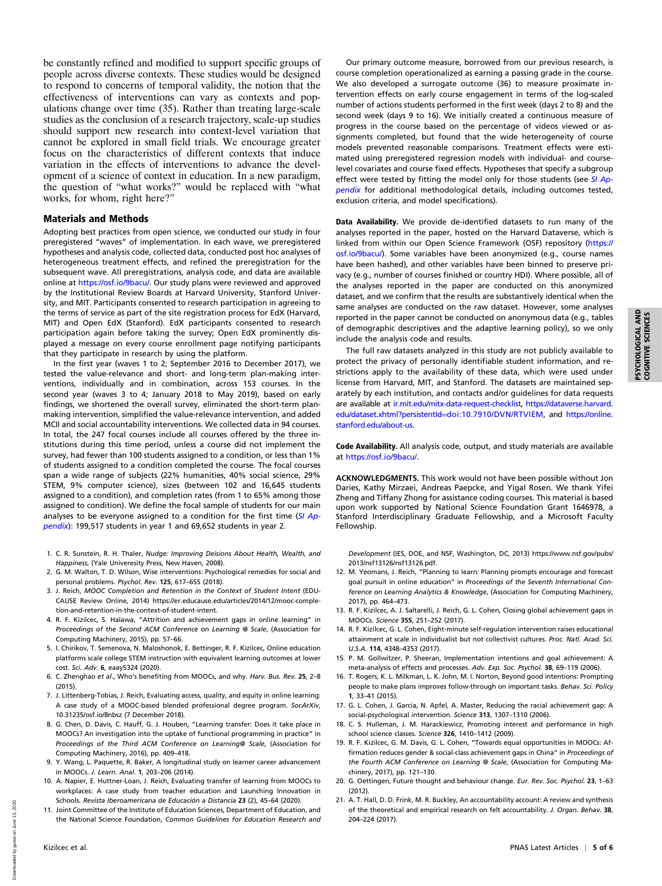be constantly refined and modified to support specific groups of people across diverse contexts. These studies would be designed to respond to concerns of temporal validity, the notion that the effectiveness of interventions can vary as contexts and populations change over time (35). Rather than treating large-scale studies as the conclusion of a research trajectory, scale-up studies should support new research into context-level variation that cannot be explored in small field trials. We encourage greater focus on the characteristics of different contexts that induce variation in the effects of interventions to advance the development of a science of context in education. In a new paradigm, the question of "what works?" would be replaced with "what works, for whom, right here?"

## Materials and Methods

Adopting best practices from open science, we conducted our study in four preregistered "waves" of implementation. In each wave, we preregistered hypotheses and analysis code, collected data, conducted post hoc analyses of heterogeneous treatment effects, and refined the preregistration for the subsequent wave. All preregistrations, analysis code, and data are available online at https://osf.io/9bacu/. Our study plans were reviewed and approved by the Institutional Review Boards at Harvard University, Stanford University, and MIT. Participants consented to research participation in agreeing to the terms of service as part of the site registration process for EdX (Harvard, MIT) and Open EdX (Stanford). EdX participants consented to research participation again before taking the survey; Open EdX prominently displayed a message on every course enrollment page notifying participants that they participate in research by using the platform.

In the first year (waves 1 to 2; September 2016 to December 2017), we tested the value-relevance and short- and long-term plan-making interventions, individually and in combination, across 153 courses. In the second year (waves 3 to 4; January 2018 to May 2019), based on early findings, we shortened the overall survey, eliminated the short-term plan-making intervention, simplified the value-relevance intervention, and added MCII and social accountability interventions. We collected data in 94 courses. In total, the 247 focal courses include all courses offered by the three institutions during this time period, unless a course did not implement the survey, had fewer than 100 students assigned to a condition, or less than 1% of students assigned to a condition completed the course. The focal courses span a wide range of subjects (22% humanities, 40% social science, 29% STEM, 9% computer science), sizes (between 102 and 16,645 students assigned to a condition), and completion rates (from 1 to 65% among those assigned to condition). We define the focal sample of students for our main analyses to be everyone assigned to a condition for the first time (*SI Appendix*): 199,517 students in year 1 and 69,652 students in year 2.

Our primary outcome measure, borrowed from our previous research, is course completion operationalized as earning a passing grade in the course. We also developed a surrogate outcome (36) to measure proximate intervention effects on early course engagement in terms of the log-scaled number of actions students performed in the first week (days 2 to 8) and the second week (days 9 to 16). We initially created a continuous measure of progress in the course based on the percentage of videos viewed or assignments completed, but found that the wide heterogeneity of course models prevented reasonable comparisons. Treatment effects were estimated using preregistered regression models with individual- and course-level covariates and course fixed effects. Hypotheses that specify a subgroup effect were tested by fitting the model only for those students (see *SI Appendix* for additional methodological details, including outcomes tested, exclusion criteria, and model specifications).

**Data Availability.** We provide de-identified datasets to run many of the analyses reported in the paper, hosted on the Harvard Dataverse, which is linked from within our Open Science Framework (OSF) repository (https://osf.io/9bacu/). Some variables have been anonymized (e.g., course names have been hashed), and other variables have been binned to preserve privacy (e.g., number of courses finished or country HDI). Where possible, all of the analyses reported in the paper are conducted on this anonymized dataset, and we confirm that the results are substantively identical when the same analyses are conducted on the raw dataset. However, some analyses reported in the paper cannot be conducted on anonymous data (e.g., tables of demographic descriptives and the adaptive learning policy), so we only include the analysis code and results.

The full raw datasets analyzed in this study are not publicly available to protect the privacy of personally identifiable student information, and restrictions apply to the availability of these data, which were used under license from Harvard, MIT, and Stanford. The datasets are maintained separately by each institution, and contacts and/or guidelines for data requests are available at ir.mit.edu/mitx-data-request-checklist, https://dataverse.harvard.edu/dataset.xhtml?persistentId=doi:10.7910/DVN/RTVIEM, and https://online.stanford.edu/about-us.

**Code Availability.** All analysis code, output, and study materials are available at https://osf.io/9bacu/.

**ACKNOWLEDGMENTS.** This work would not have been possible without Jon Daries, Kathy Mirzaei, Andreas Paepcke, and Yigal Rosen. We thank Yifei Zheng and Tiffany Zhong for assistance coding courses. This material is based upon work supported by National Science Foundation Grant 1646978, a Stanford Interdisciplinary Graduate Fellowship, and a Microsoft Faculty Fellowship.

1. C. R. Sunstein, R. H. Thaler, *Nudge: Improving Deisions About Health, Wealth, and Happiness*, (Yale Univeresity Press, New Haven, 2008).
2. G. M. Walton, T. D. Wilson, Wise interventions: Psychological remedies for social and personal problems. *Psychol. Rev.* **125**, 617–655 (2018).
3. J. Reich, *MOOC Completion and Retention in the Context of Student Intent* (EDUCAUSE Review Online, 2014) https://er.educause.edu/articles/2014/12/mooc-completion-and-retention-in-the-context-of-student-intent.
4. R. F. Kizilcec, S. Halawa, "Attrition and achievement gaps in online learning" in *Proceedings of the Second ACM Conference on Learning @ Scale*, (Association for Computing Machinery, 2015), pp. 57–66.
5. I. Chirikov, T. Semenova, N. Maloshonok, E. Bettinger, R. F. Kizilcec, Online education platforms scale college STEM instruction with equivalent learning outcomes at lower cost. *Sci. Adv.* **6**, eaay5324 (2020).
6. C. Zhenghao *et al.*, Who's benefiting from MOOCs, and why. *Harv. Bus. Rev.* **25**, 2–8 (2015).
7. J. Littenberg-Tobias, J. Reich, Evaluating access, quality, and equity in online learning: A case study of a MOOC-based blended professional degree program. *SocArXiv*, 10.31235/osf.io/8nbsz (7 December 2018).
8. G. Chen, D. Davis, C. Hauff, G. J. Houben, "Learning transfer: Does it take place in MOOCs? An investigation into the uptake of functional programming in practice" in *Proceedings of the Third ACM Conference on Learning@ Scale*, (Association for Computing Machinery, 2016), pp. 409–418.
9. Y. Wang, L. Paquette, R. Baker, A longitudinal study on learner career advancement in MOOCs. *J. Learn. Anal.* **1**, 203–206 (2014).
10. A. Napier, E. Huttner-Loan, J. Reich, Evaluating transfer of learning from MOOCs to workplaces: A case study from teacher education and Launching Innovation in Schools. *Revista Iberoamericana de Educación a Distancia* **23** (2), 45–64 (2020).
11. Joint Committee of the Institute of Education Sciences, Department of Education, and the National Science Foundation, *Common Guidelines for Education Research and Development* (IES, DOE, and NSF, Washington, DC, 2013) https://www.nsf.gov/pubs/2013/nsf13126/nsf13126.pdf.
12. M. Yeomans, J. Reich, "Planning to learn: Planning prompts encourage and forecast goal pursuit in online education" in *Proceedings of the Seventh International Conference on Learning Analytics & Knowledge*, (Association for Computing Machinery, 2017), pp. 464–473.
13. R. F. Kizilcec, A. J. Saltarelli, J. Reich, G. L. Cohen, Closing global achievement gaps in MOOCs. *Science* **355**, 251–252 (2017).
14. R. F. Kizilcec, G. L. Cohen, Eight-minute self-regulation intervention raises educational attainment at scale in individualist but not collectivist cultures. *Proc. Natl. Acad. Sci. U.S.A.* **114**, 4348–4353 (2017).
15. P. M. Gollwitzer, P. Sheeran, Implementation intentions and goal achievement: A meta-analysis of effects and processes. *Adv. Exp. Soc. Psychol.* **38**, 69–119 (2006).
16. T. Rogers, K. L. Milkman, L. K. John, M. I. Norton, Beyond good intentions: Prompting people to make plans improves follow-through on important tasks. *Behav. Sci. Policy* **1**, 33–41 (2015).
17. G. L. Cohen, J. Garcia, N. Apfel, A. Master, Reducing the racial achievement gap: A social-psychological intervention. *Science* **313**, 1307–1310 (2006).
18. C. S. Hulleman, J. M. Harackiewicz, Promoting interest and performance in high school science classes. *Science* **326**, 1410–1412 (2009).
19. R. F. Kizilcec, G. M. Davis, G. L. Cohen, "Towards equal opportunities in MOOCs: Affirmation reduces gender & social-class achievement gaps in China" in *Proceedings of the Fourth ACM Conference on Learning @ Scale*, (Association for Computing Machinery, 2017), pp. 121–130.
20. G. Oettingen, Future thought and behaviour change. *Eur. Rev. Soc. Psychol.* **23**, 1–63 (2012).
21. A. T. Hall, D. D. Frink, M. R. Buckley, An accountability account: A review and synthesis of the theoretical and empirical research on felt accountability. *J. Organ. Behav.* **38**, 204–224 (2017).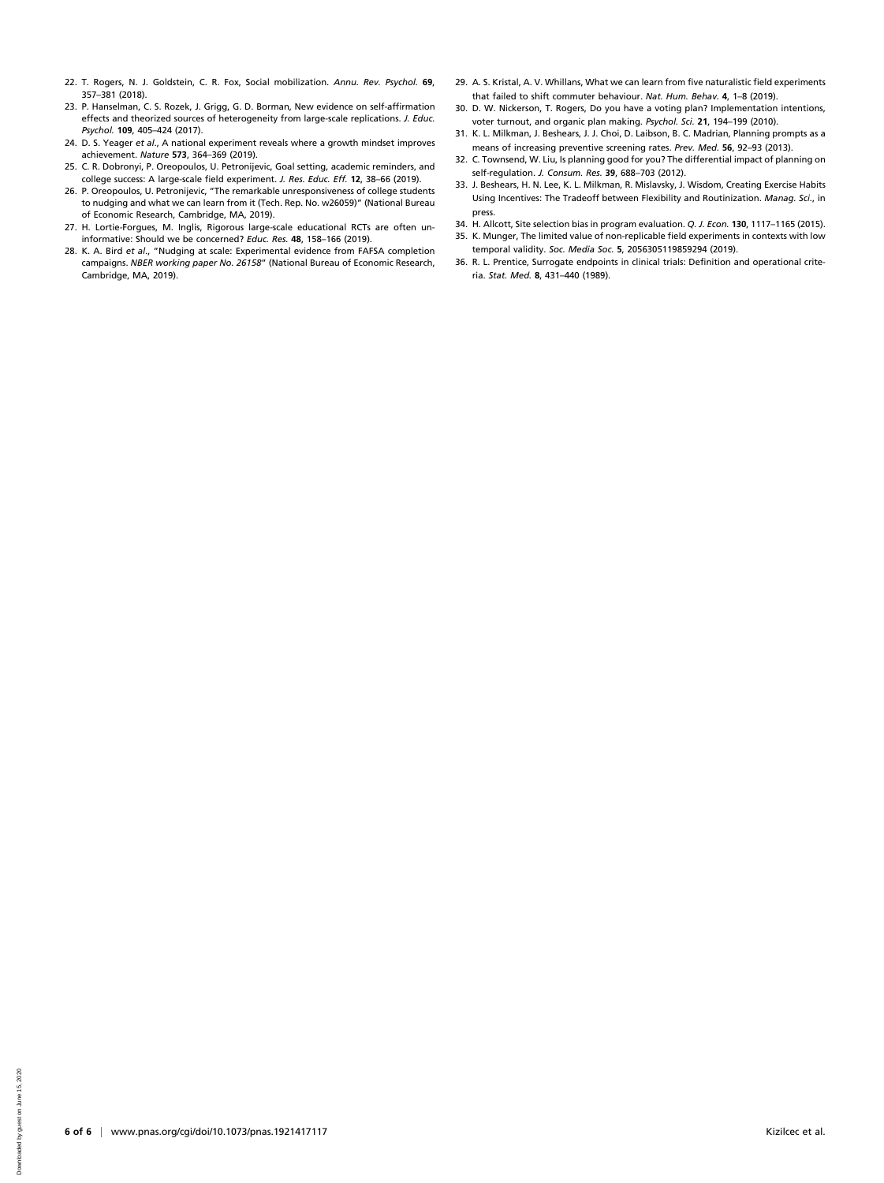22. T. Rogers, N. J. Goldstein, C. R. Fox, Social mobilization. *Annu. Rev. Psychol.* **69**, 357–381 (2018).
23. P. Hanselman, C. S. Rozek, J. Grigg, G. D. Borman, New evidence on self-affirmation effects and theorized sources of heterogeneity from large-scale replications. *J. Educ. Psychol.* **109**, 405–424 (2017).
24. D. S. Yeager *et al*., A national experiment reveals where a growth mindset improves achievement. *Nature* **573**, 364–369 (2019).
25. C. R. Dobronyi, P. Oreopoulos, U. Petronijevic, Goal setting, academic reminders, and college success: A large-scale field experiment. *J. Res. Educ. Eff.* **12**, 38–66 (2019).
26. P. Oreopoulos, U. Petronijevic, "The remarkable unresponsiveness of college students to nudging and what we can learn from it (Tech. Rep. No. w26059)" (National Bureau of Economic Research, Cambridge, MA, 2019).
27. H. Lortie-Forgues, M. Inglis, Rigorous large-scale educational RCTs are often uninformative: Should we be concerned? *Educ. Res.* **48**, 158–166 (2019).
28. K. A. Bird *et al*., "Nudging at scale: Experimental evidence from FAFSA completion campaigns. *NBER working paper No. 26158*" (National Bureau of Economic Research, Cambridge, MA, 2019).
29. A. S. Kristal, A. V. Whillans, What we can learn from five naturalistic field experiments that failed to shift commuter behaviour. *Nat. Hum. Behav.* **4**, 1–8 (2019).
30. D. W. Nickerson, T. Rogers, Do you have a voting plan? Implementation intentions, voter turnout, and organic plan making. *Psychol. Sci.* **21**, 194–199 (2010).
31. K. L. Milkman, J. Beshears, J. J. Choi, D. Laibson, B. C. Madrian, Planning prompts as a means of increasing preventive screening rates. *Prev. Med.* **56**, 92–93 (2013).
32. C. Townsend, W. Liu, Is planning good for you? The differential impact of planning on self-regulation. *J. Consum. Res.* **39**, 688–703 (2012).
33. J. Beshears, H. N. Lee, K. L. Milkman, R. Mislavsky, J. Wisdom, Creating Exercise Habits Using Incentives: The Tradeoff between Flexibility and Routinization. *Manag. Sci.*, in press.
34. H. Allcott, Site selection bias in program evaluation. *Q. J. Econ.* **130**, 1117–1165 (2015).
35. K. Munger, The limited value of non-replicable field experiments in contexts with low temporal validity. *Soc. Media Soc.* **5**, 2056305119859294 (2019).
36. R. L. Prentice, Surrogate endpoints in clinical trials: Definition and operational criteria. *Stat. Med.* **8**, 431–440 (1989).